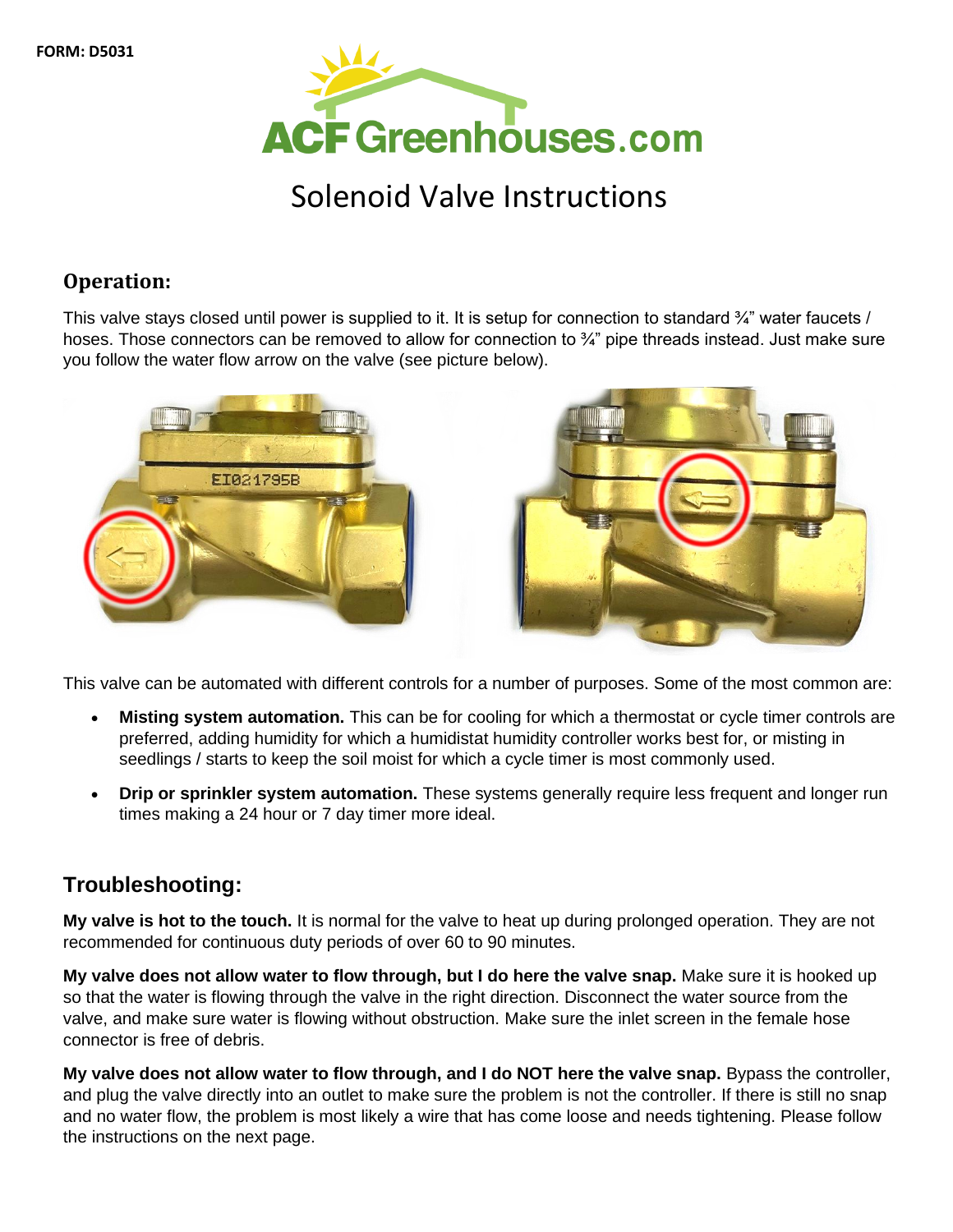FORM: D5031

ACF Greenhouses.com

# Solenoid Valve Instructions

## Operation:

This valve stays closed until power is supplied to it. It is setup for connection to standard ¾" water faucets / hoses. Those connectors can be removed to allow for connection to ¾" pipe threads instead. Just make sure you follow the water flow arrow on the valve (see picture below).

This valve can be automated with different controls for a number of purposes. Some of the most common are:

- **Misting system automation.** This can be for cooling for which a thermostat or cycle timer controls are preferred, adding humidity for which a humidistat humidity controller works best for, or misting in seedlings / starts to keep the soil moist for which a cycle timer is most commonly used.
- **Drip or sprinkler system automation.** These systems generally require less frequent and longer run times making a 24 hour or 7 day timer more ideal.

## Troubleshooting:

**My valve is hot to the touch.** It is normal for the valve to heat up during prolonged operation. They are not recommended for continuous duty periods of over 60 to 90 minutes.

**My valve does not allow water to flow through, but I do here the valve snap.** Make sure it is hooked up so that the water is flowing through the valve in the right direction. Disconnect the water source from the valve, and make sure water is flowing without obstruction. Make sure the inlet screen in the female hose connector is free of debris.

**My valve does not allow water to flow through, and I do NOT here the valve snap.** Bypass the controller, and plug the valve directly into an outlet to make sure the problem is not the controller. If there is still no snap and no water flow, the problem is most likely a wire that has come loose and needs tightening. Please follow the instructions on the next page.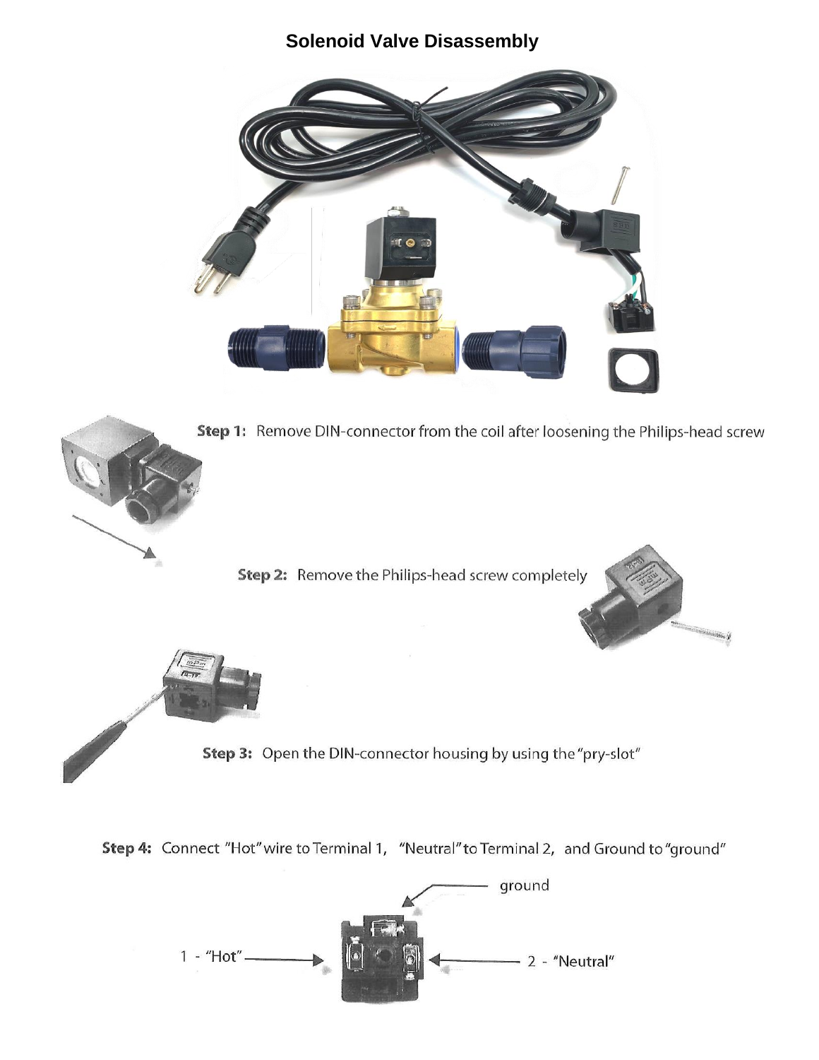# Solenoid Valve Disassembly

**Step 1:** Remove DIN-connector from the coil after loosening the Philips-head screw

**Step 2:** Remove the Philips-head screw completely

**Step 3:** Open the DIN-connector housing by using the "pry-slot"

**Step 4:** Connect "Hot" wire to Terminal 1, "Neutral" to Terminal 2, and Ground to "ground"

ground

1 - "Hot"

2 - "Neutral"